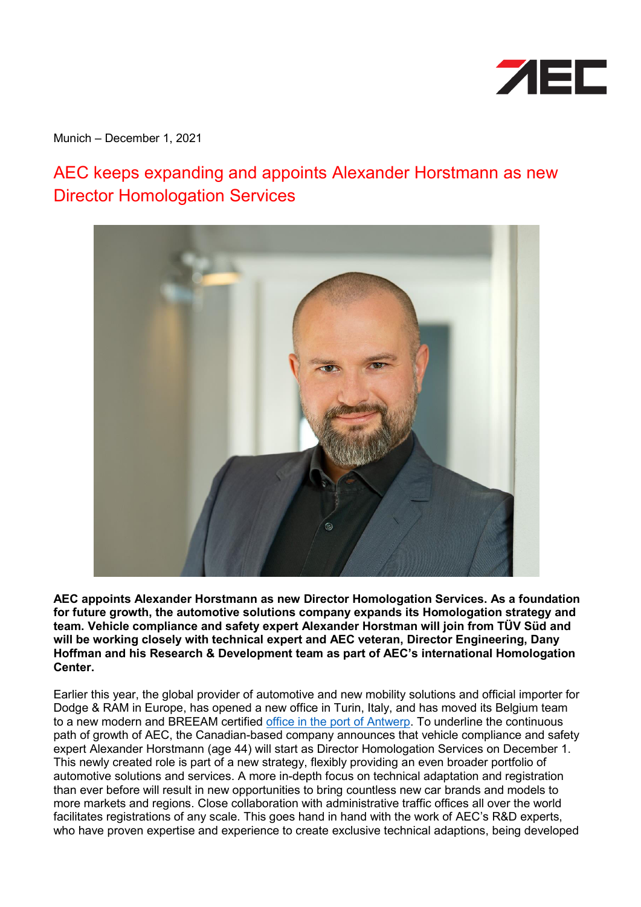Munich – December 1, 2021

# AEC keeps expanding and appoints Alexander Horstmann as new Director Homologation Services

**AEC appoints Alexander Horstmann as new Director Homologation Services. As a foundation for future growth, the automotive solutions company expands its Homologation strategy and team. Vehicle compliance and safety expert Alexander Horstman will join from TÜV Süd and will be working closely with technical expert and AEC veteran, Director Engineering, Dany Hoffman and his Research & Development team as part of AEC's international Homologation Center.**

Earlier this year, the global provider of automotive and new mobility solutions and official importer for Dodge & RAM in Europe, has opened a new office in Turin, Italy, and has moved its Belgium team to a new modern and BREEAM certified office in the port of Antwerp. To underline the continuous path of growth of AEC, the Canadian-based company announces that vehicle compliance and safety expert Alexander Horstmann (age 44) will start as Director Homologation Services on December 1. This newly created role is part of a new strategy, flexibly providing an even broader portfolio of automotive solutions and services. A more in-depth focus on technical adaptation and registration than ever before will result in new opportunities to bring countless new car brands and models to more markets and regions. Close collaboration with administrative traffic offices all over the world facilitates registrations of any scale. This goes hand in hand with the work of AEC's R&D experts, who have proven expertise and experience to create exclusive technical adaptions, being developed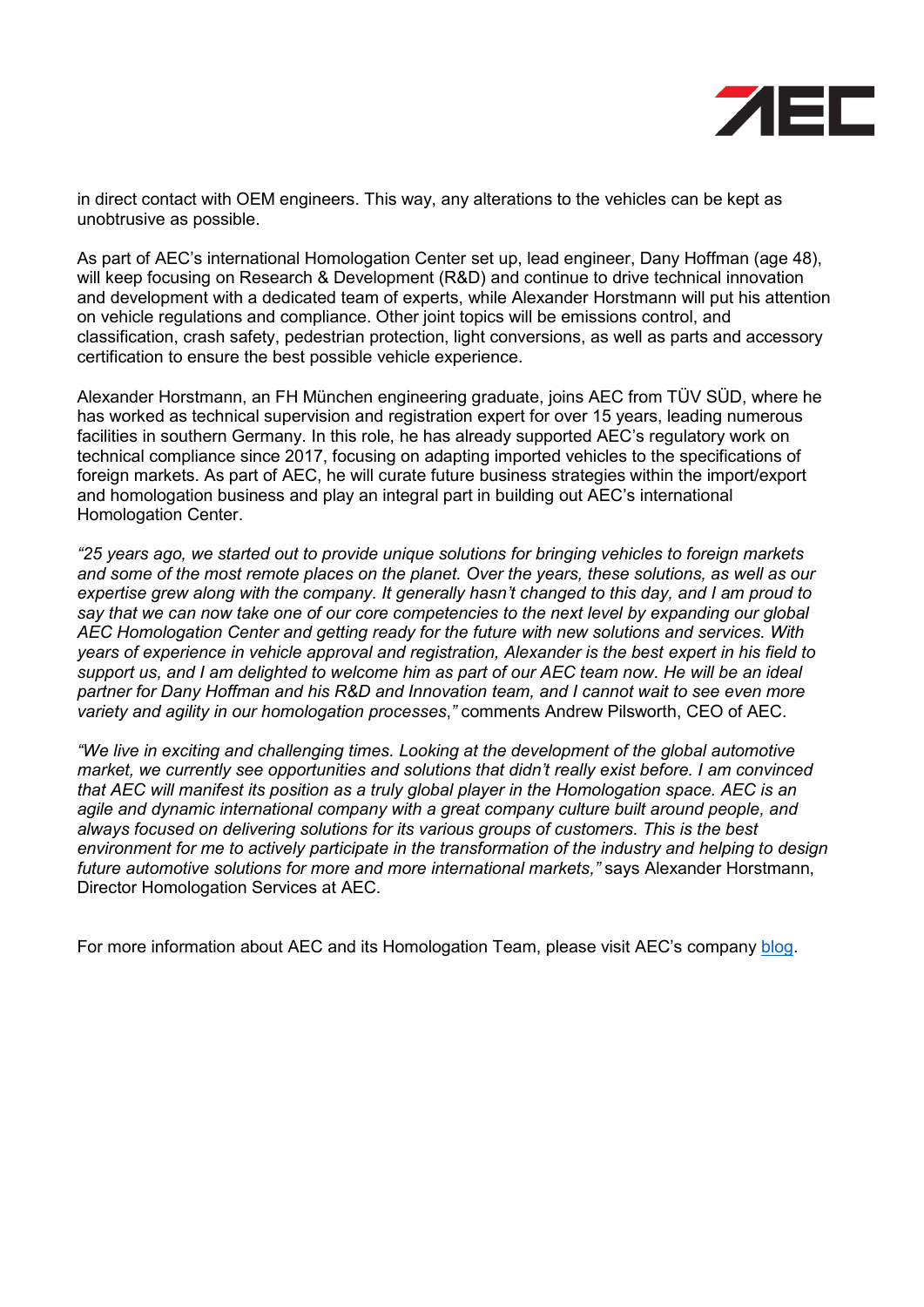in direct contact with OEM engineers. This way, any alterations to the vehicles can be kept as unobtrusive as possible.

As part of AEC's international Homologation Center set up, lead engineer, Dany Hoffman (age 48), will keep focusing on Research & Development (R&D) and continue to drive technical innovation and development with a dedicated team of experts, while Alexander Horstmann will put his attention on vehicle regulations and compliance. Other joint topics will be emissions control, and classification, crash safety, pedestrian protection, light conversions, as well as parts and accessory certification to ensure the best possible vehicle experience.

Alexander Horstmann, an FH München engineering graduate, joins AEC from TÜV SÜD, where he has worked as technical supervision and registration expert for over 15 years, leading numerous facilities in southern Germany. In this role, he has already supported AEC's regulatory work on technical compliance since 2017, focusing on adapting imported vehicles to the specifications of foreign markets. As part of AEC, he will curate future business strategies within the import/export and homologation business and play an integral part in building out AEC's international Homologation Center.

*"25 years ago, we started out to provide unique solutions for bringing vehicles to foreign markets and some of the most remote places on the planet. Over the years, these solutions, as well as our expertise grew along with the company. It generally hasn't changed to this day, and I am proud to say that we can now take one of our core competencies to the next level by expanding our global AEC Homologation Center and getting ready for the future with new solutions and services. With years of experience in vehicle approval and registration, Alexander is the best expert in his field to support us, and I am delighted to welcome him as part of our AEC team now. He will be an ideal partner for Dany Hoffman and his R&D and Innovation team, and I cannot wait to see even more variety and agility in our homologation processes,"* comments Andrew Pilsworth, CEO of AEC.

*"We live in exciting and challenging times. Looking at the development of the global automotive market, we currently see opportunities and solutions that didn't really exist before. I am convinced that AEC will manifest its position as a truly global player in the Homologation space. AEC is an agile and dynamic international company with a great company culture built around people, and always focused on delivering solutions for its various groups of customers. This is the best environment for me to actively participate in the transformation of the industry and helping to design future automotive solutions for more and more international markets,"* says Alexander Horstmann, Director Homologation Services at AEC.

For more information about AEC and its Homologation Team, please visit AEC's company blog.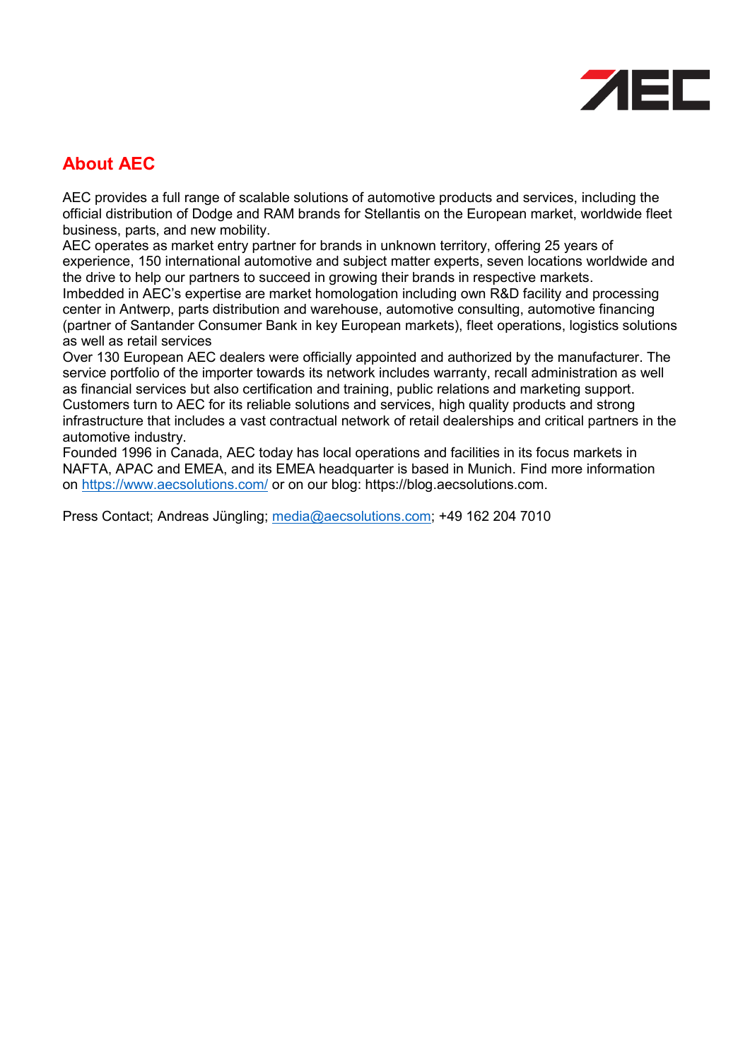## About AEC

AEC provides a full range of scalable solutions of automotive products and services, including the official distribution of Dodge and RAM brands for Stellantis on the European market, worldwide fleet business, parts, and new mobility.
AEC operates as market entry partner for brands in unknown territory, offering 25 years of experience, 150 international automotive and subject matter experts, seven locations worldwide and the drive to help our partners to succeed in growing their brands in respective markets.
Imbedded in AEC's expertise are market homologation including own R&D facility and processing center in Antwerp, parts distribution and warehouse, automotive consulting, automotive financing (partner of Santander Consumer Bank in key European markets), fleet operations, logistics solutions as well as retail services
Over 130 European AEC dealers were officially appointed and authorized by the manufacturer. The service portfolio of the importer towards its network includes warranty, recall administration as well as financial services but also certification and training, public relations and marketing support.
Customers turn to AEC for its reliable solutions and services, high quality products and strong infrastructure that includes a vast contractual network of retail dealerships and critical partners in the automotive industry.
Founded 1996 in Canada, AEC today has local operations and facilities in its focus markets in NAFTA, APAC and EMEA, and its EMEA headquarter is based in Munich. Find more information on https://www.aecsolutions.com/ or on our blog: https://blog.aecsolutions.com.

Press Contact; Andreas Jüngling; media@aecsolutions.com; +49 162 204 7010